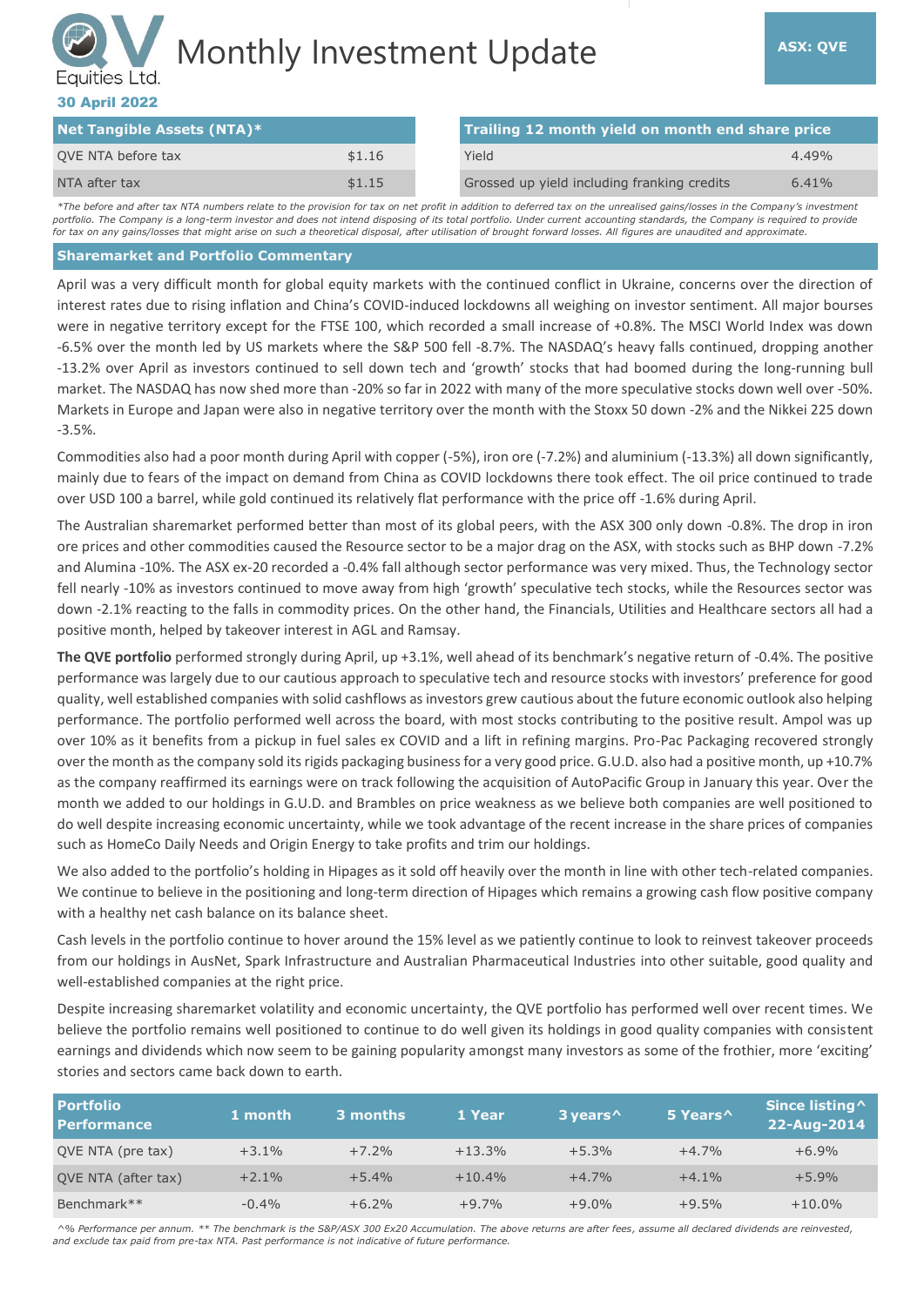# Monthly Investment Update

**ASX: QVE**

QV Equities Ltd.

**30 April 2022**

| Net Tangible Assets (NTA)* | |
|---|---|
| QVE NTA before tax | $1.16 |
| NTA after tax | $1.15 |

| Trailing 12 month yield on month end share price | |
|---|---|
| Yield | 4.49% |
| Grossed up yield including franking credits | 6.41% |

*\*The before and after tax NTA numbers relate to the provision for tax on net profit in addition to deferred tax on the unrealised gains/losses in the Company's investment portfolio. The Company is a long-term investor and does not intend disposing of its total portfolio. Under current accounting standards, the Company is required to provide for tax on any gains/losses that might arise on such a theoretical disposal, after utilisation of brought forward losses. All figures are unaudited and approximate.*

## Sharemarket and Portfolio Commentary

April was a very difficult month for global equity markets with the continued conflict in Ukraine, concerns over the direction of interest rates due to rising inflation and China's COVID-induced lockdowns all weighing on investor sentiment. All major bourses were in negative territory except for the FTSE 100, which recorded a small increase of +0.8%. The MSCI World Index was down -6.5% over the month led by US markets where the S&P 500 fell -8.7%. The NASDAQ's heavy falls continued, dropping another -13.2% over April as investors continued to sell down tech and 'growth' stocks that had boomed during the long-running bull market. The NASDAQ has now shed more than -20% so far in 2022 with many of the more speculative stocks down well over -50%. Markets in Europe and Japan were also in negative territory over the month with the Stoxx 50 down -2% and the Nikkei 225 down -3.5%.

Commodities also had a poor month during April with copper (-5%), iron ore (-7.2%) and aluminium (-13.3%) all down significantly, mainly due to fears of the impact on demand from China as COVID lockdowns there took effect. The oil price continued to trade over USD 100 a barrel, while gold continued its relatively flat performance with the price off -1.6% during April.

The Australian sharemarket performed better than most of its global peers, with the ASX 300 only down -0.8%. The drop in iron ore prices and other commodities caused the Resource sector to be a major drag on the ASX, with stocks such as BHP down -7.2% and Alumina -10%. The ASX ex-20 recorded a -0.4% fall although sector performance was very mixed. Thus, the Technology sector fell nearly -10% as investors continued to move away from high 'growth' speculative tech stocks, while the Resources sector was down -2.1% reacting to the falls in commodity prices. On the other hand, the Financials, Utilities and Healthcare sectors all had a positive month, helped by takeover interest in AGL and Ramsay.

**The QVE portfolio** performed strongly during April, up +3.1%, well ahead of its benchmark's negative return of -0.4%. The positive performance was largely due to our cautious approach to speculative tech and resource stocks with investors' preference for good quality, well established companies with solid cashflows as investors grew cautious about the future economic outlook also helping performance. The portfolio performed well across the board, with most stocks contributing to the positive result. Ampol was up over 10% as it benefits from a pickup in fuel sales ex COVID and a lift in refining margins. Pro-Pac Packaging recovered strongly over the month as the company sold its rigids packaging business for a very good price. G.U.D. also had a positive month, up +10.7% as the company reaffirmed its earnings were on track following the acquisition of AutoPacific Group in January this year. Over the month we added to our holdings in G.U.D. and Brambles on price weakness as we believe both companies are well positioned to do well despite increasing economic uncertainty, while we took advantage of the recent increase in the share prices of companies such as HomeCo Daily Needs and Origin Energy to take profits and trim our holdings.

We also added to the portfolio's holding in Hipages as it sold off heavily over the month in line with other tech-related companies. We continue to believe in the positioning and long-term direction of Hipages which remains a growing cash flow positive company with a healthy net cash balance on its balance sheet.

Cash levels in the portfolio continue to hover around the 15% level as we patiently continue to look to reinvest takeover proceeds from our holdings in AusNet, Spark Infrastructure and Australian Pharmaceutical Industries into other suitable, good quality and well-established companies at the right price.

Despite increasing sharemarket volatility and economic uncertainty, the QVE portfolio has performed well over recent times. We believe the portfolio remains well positioned to continue to do well given its holdings in good quality companies with consistent earnings and dividends which now seem to be gaining popularity amongst many investors as some of the frothier, more 'exciting' stories and sectors came back down to earth.

| Portfolio Performance | 1 month | 3 months | 1 Year | 3 years^ | 5 Years^ | Since listing^ 22-Aug-2014 |
|---|---|---|---|---|---|---|
| QVE NTA (pre tax) | +3.1% | +7.2% | +13.3% | +5.3% | +4.7% | +6.9% |
| QVE NTA (after tax) | +2.1% | +5.4% | +10.4% | +4.7% | +4.1% | +5.9% |
| Benchmark** | -0.4% | +6.2% | +9.7% | +9.0% | +9.5% | +10.0% |

*^% Performance per annum. \*\* The benchmark is the S&P/ASX 300 Ex20 Accumulation. The above returns are after fees, assume all declared dividends are reinvested, and exclude tax paid from pre-tax NTA. Past performance is not indicative of future performance.*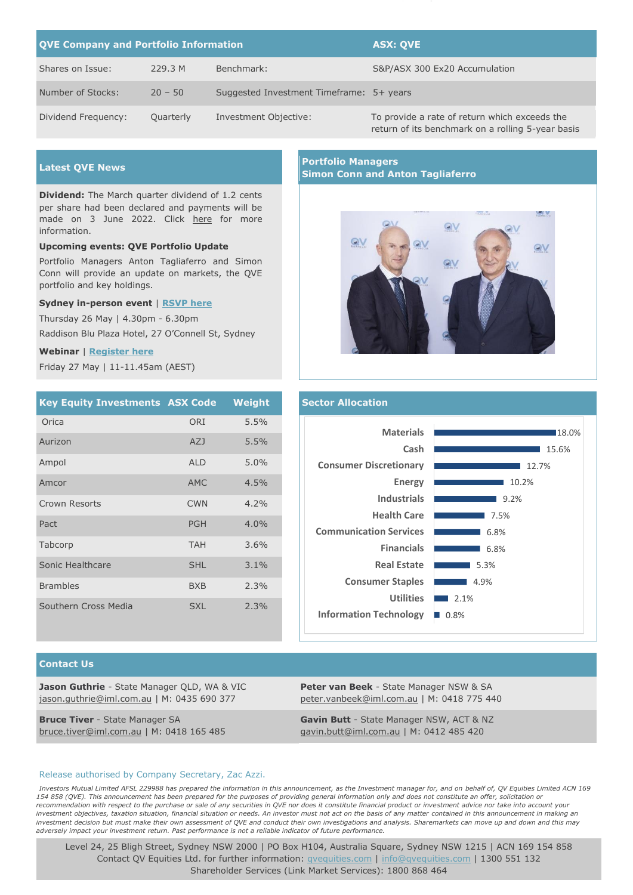## QVE Company and Portfolio Information

**ASX: QVE**

| | | | |
|---|---|---|---|
| Shares on Issue: | 229.3 M | Benchmark: | S&P/ASX 300 Ex20 Accumulation |
| Number of Stocks: | 20 – 50 | Suggested Investment Timeframe: | 5+ years |
| Dividend Frequency: | Quarterly | Investment Objective: | To provide a rate of return which exceeds the return of its benchmark on a rolling 5-year basis |

## Latest QVE News

**Dividend:** The March quarter dividend of 1.2 cents per share had been declared and payments will be made on 3 June 2022. Click here for more information.

**Upcoming events: QVE Portfolio Update**

Portfolio Managers Anton Tagliaferro and Simon Conn will provide an update on markets, the QVE portfolio and key holdings.

**Sydney in-person event** | **RSVP here**

Thursday 26 May | 4.30pm - 6.30pm

Raddison Blu Plaza Hotel, 27 O'Connell St, Sydney

**Webinar** | **Register here**

Friday 27 May | 11-11.45am (AEST)

## Portfolio Managers

**Simon Conn and Anton Tagliaferro**

| Key Equity Investments | ASX Code | Weight |
|---|---|---|
| Orica | ORI | 5.5% |
| Aurizon | AZJ | 5.5% |
| Ampol | ALD | 5.0% |
| Amcor | AMC | 4.5% |
| Crown Resorts | CWN | 4.2% |
| Pact | PGH | 4.0% |
| Tabcorp | TAH | 3.6% |
| Sonic Healthcare | SHL | 3.1% |
| Brambles | BXB | 2.3% |
| Southern Cross Media | SXL | 2.3% |

## Sector Allocation

Materials 18.0%
Cash 15.6%
Consumer Discretionary 12.7%
Energy 10.2%
Industrials 9.2%
Health Care 7.5%
Communication Services 6.8%
Financials 6.8%
Real Estate 5.3%
Consumer Staples 4.9%
Utilities 2.1%
Information Technology 0.8%

## Contact Us

**Jason Guthrie** - State Manager QLD, WA & VIC
jason.guthrie@iml.com.au | M: 0435 690 377

**Peter van Beek** - State Manager NSW & SA
peter.vanbeek@iml.com.au | M: 0418 775 440

**Bruce Tiver** - State Manager SA
bruce.tiver@iml.com.au | M: 0418 165 485

**Gavin Butt** - State Manager NSW, ACT & NZ
gavin.butt@iml.com.au | M: 0412 485 420

Release authorised by Company Secretary, Zac Azzi.

*Investors Mutual Limited AFSL 229988 has prepared the information in this announcement, as the Investment manager for, and on behalf of, QV Equities Limited ACN 169 154 858 (QVE). This announcement has been prepared for the purposes of providing general information only and does not constitute an offer, solicitation or recommendation with respect to the purchase or sale of any securities in QVE nor does it constitute financial product or investment advice nor take into account your investment objectives, taxation situation, financial situation or needs. An investor must not act on the basis of any matter contained in this announcement in making an investment decision but must make their own assessment of QVE and conduct their own investigations and analysis. Sharemarkets can move up and down and this may adversely impact your investment return. Past performance is not a reliable indicator of future performance.*

Level 24, 25 Bligh Street, Sydney NSW 2000 | PO Box H104, Australia Square, Sydney NSW 1215 | ACN 169 154 858
Contact QV Equities Ltd. for further information: qvequities.com | info@qvequities.com | 1300 551 132
Shareholder Services (Link Market Services): 1800 868 464